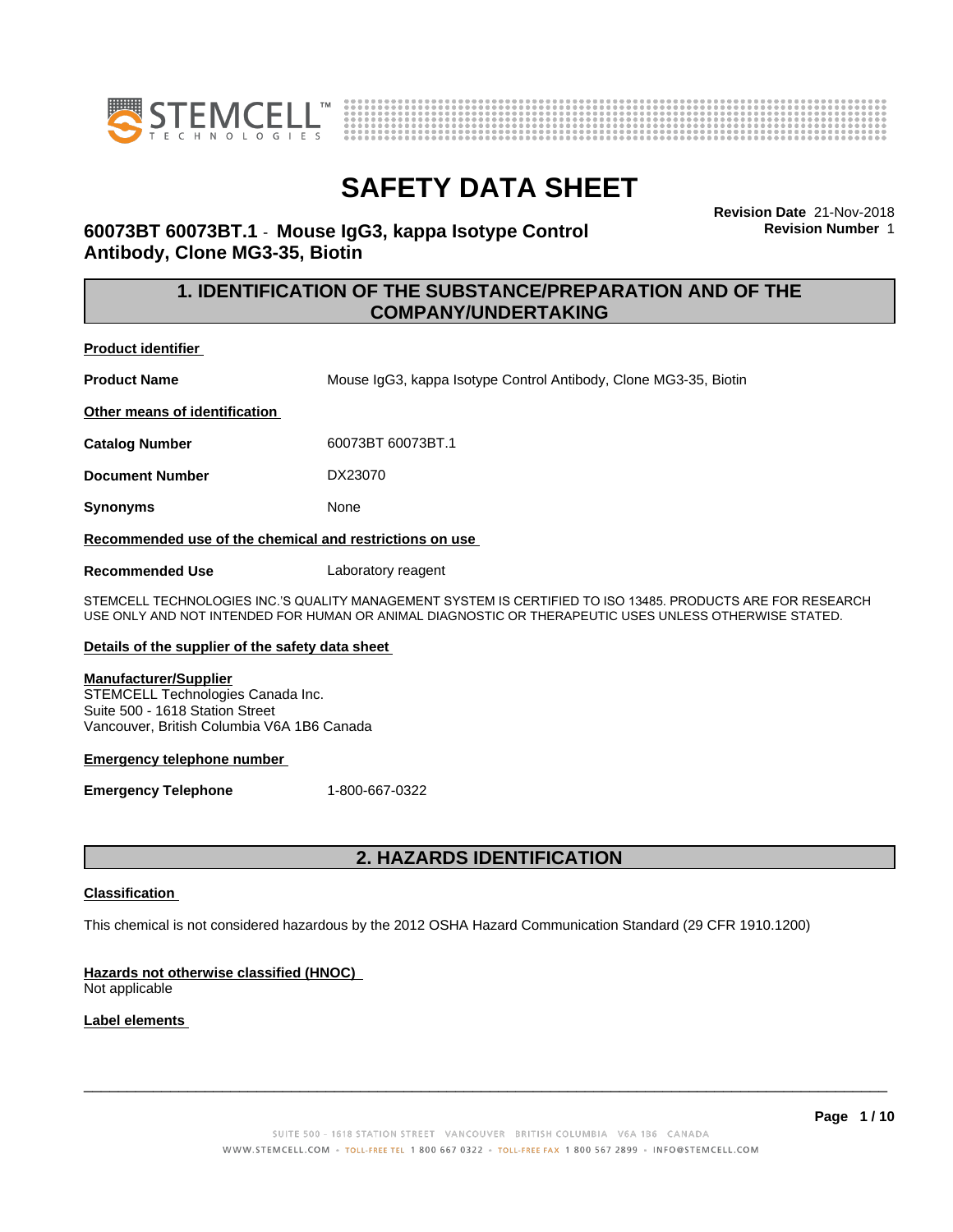# SAFETY DATA SHEET

## 60073BT 60073BT.1 - Mouse IgG3, kappa Isotype Control Antibody, Clone MG3-35, Biotin

**Revision Date** 21-Nov-2018
**Revision Number** 1

## 1. IDENTIFICATION OF THE SUBSTANCE/PREPARATION AND OF THE COMPANY/UNDERTAKING

**Product identifier**

**Product Name** Mouse IgG3, kappa Isotype Control Antibody, Clone MG3-35, Biotin

**Other means of identification**

**Catalog Number** 60073BT 60073BT.1

**Document Number** DX23070

**Synonyms** None

**Recommended use of the chemical and restrictions on use**

**Recommended Use** Laboratory reagent

STEMCELL TECHNOLOGIES INC.'S QUALITY MANAGEMENT SYSTEM IS CERTIFIED TO ISO 13485. PRODUCTS ARE FOR RESEARCH USE ONLY AND NOT INTENDED FOR HUMAN OR ANIMAL DIAGNOSTIC OR THERAPEUTIC USES UNLESS OTHERWISE STATED.

**Details of the supplier of the safety data sheet**

**Manufacturer/Supplier**
STEMCELL Technologies Canada Inc.
Suite 500 - 1618 Station Street
Vancouver, British Columbia V6A 1B6 Canada

**Emergency telephone number**

**Emergency Telephone** 1-800-667-0322

## 2. HAZARDS IDENTIFICATION

**Classification**

This chemical is not considered hazardous by the 2012 OSHA Hazard Communication Standard (29 CFR 1910.1200)

**Hazards not otherwise classified (HNOC)**
Not applicable

**Label elements**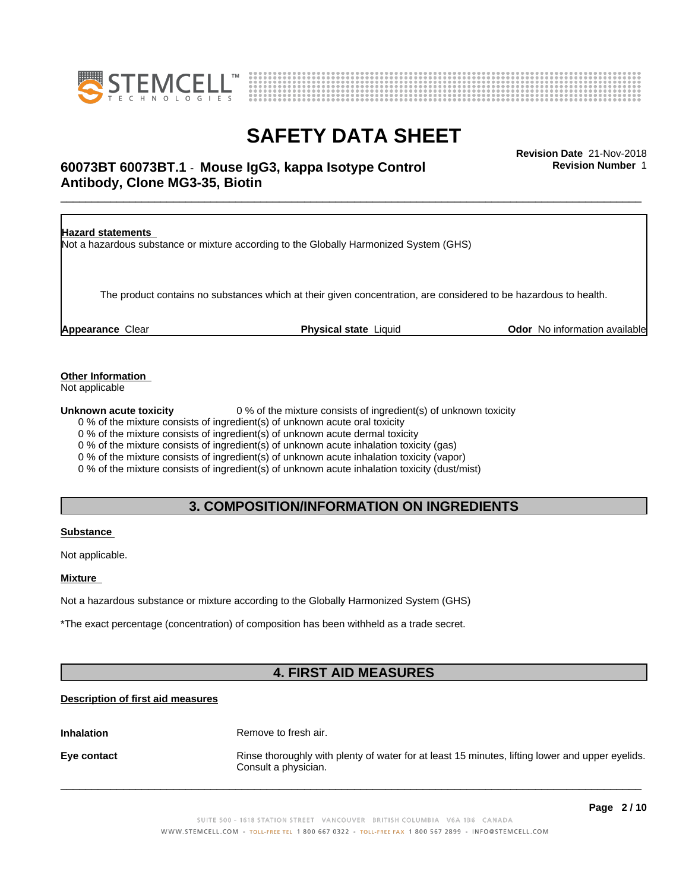**Hazard statements**

Not a hazardous substance or mixture according to the Globally Harmonized System (GHS)

The product contains no substances which at their given concentration, are considered to be hazardous to health.

**Appearance** Clear **Physical state** Liquid **Odor** No information available

**Other Information**

Not applicable

**Unknown acute toxicity** 0 % of the mixture consists of ingredient(s) of unknown toxicity

0 % of the mixture consists of ingredient(s) of unknown acute oral toxicity
0 % of the mixture consists of ingredient(s) of unknown acute dermal toxicity
0 % of the mixture consists of ingredient(s) of unknown acute inhalation toxicity (gas)
0 % of the mixture consists of ingredient(s) of unknown acute inhalation toxicity (vapor)
0 % of the mixture consists of ingredient(s) of unknown acute inhalation toxicity (dust/mist)

## 3. COMPOSITION/INFORMATION ON INGREDIENTS

**Substance**

Not applicable.

**Mixture**

Not a hazardous substance or mixture according to the Globally Harmonized System (GHS)

*The exact percentage (concentration) of composition has been withheld as a trade secret.

## 4. FIRST AID MEASURES

**Description of first aid measures**

**Inhalation** Remove to fresh air.

**Eye contact** Rinse thoroughly with plenty of water for at least 15 minutes, lifting lower and upper eyelids. Consult a physician.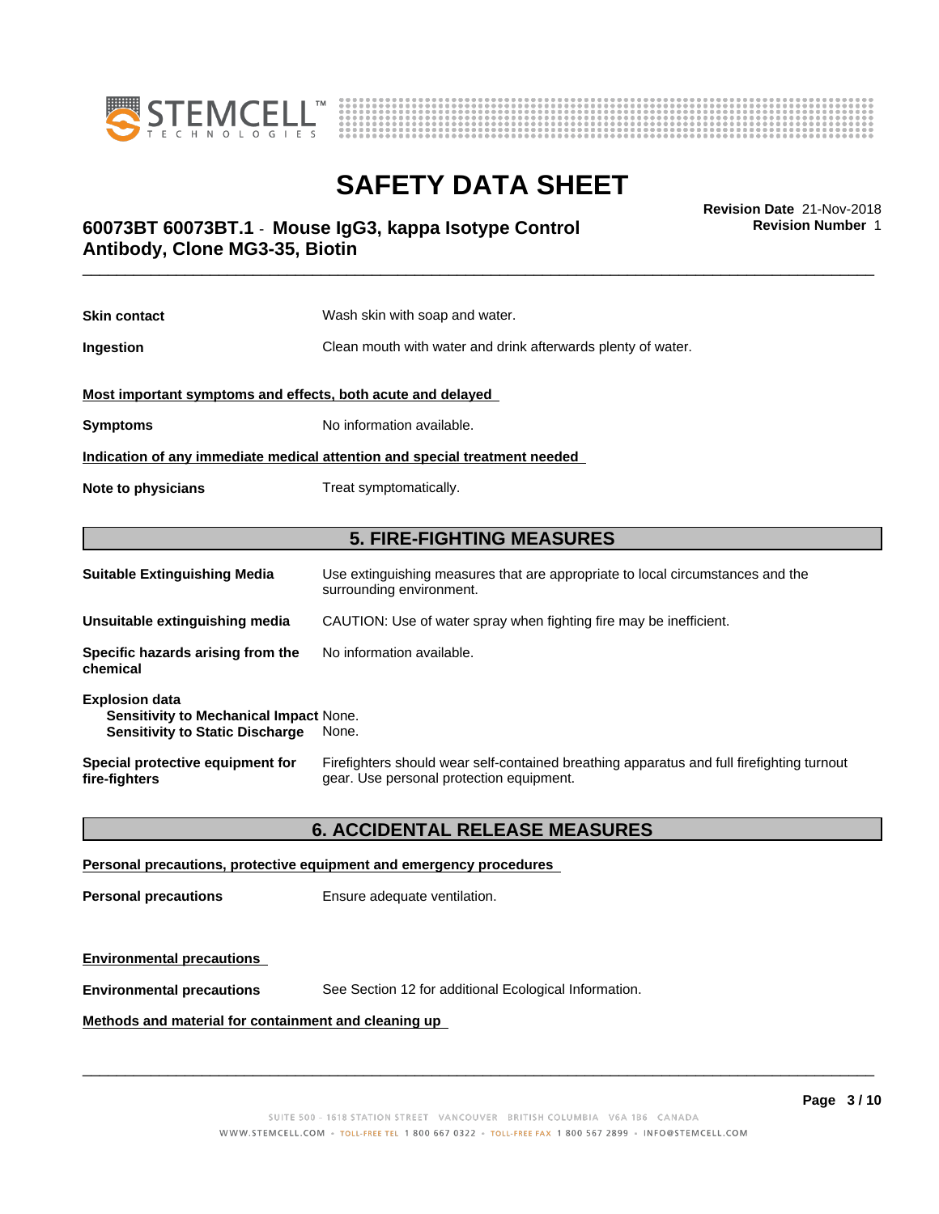**Skin contact** Wash skin with soap and water.

**Ingestion** Clean mouth with water and drink afterwards plenty of water.

**Most important symptoms and effects, both acute and delayed**

**Symptoms** No information available.

**Indication of any immediate medical attention and special treatment needed**

**Note to physicians** Treat symptomatically.

## 5. FIRE-FIGHTING MEASURES

**Suitable Extinguishing Media** Use extinguishing measures that are appropriate to local circumstances and the surrounding environment.

**Unsuitable extinguishing media** CAUTION: Use of water spray when fighting fire may be inefficient.

**Specific hazards arising from the chemical** No information available.

**Explosion data**
**Sensitivity to Mechanical Impact** None.
**Sensitivity to Static Discharge** None.

**Special protective equipment for fire-fighters** Firefighters should wear self-contained breathing apparatus and full firefighting turnout gear. Use personal protection equipment.

## 6. ACCIDENTAL RELEASE MEASURES

**Personal precautions, protective equipment and emergency procedures**

**Personal precautions** Ensure adequate ventilation.

**Environmental precautions**

**Environmental precautions** See Section 12 for additional Ecological Information.

**Methods and material for containment and cleaning up**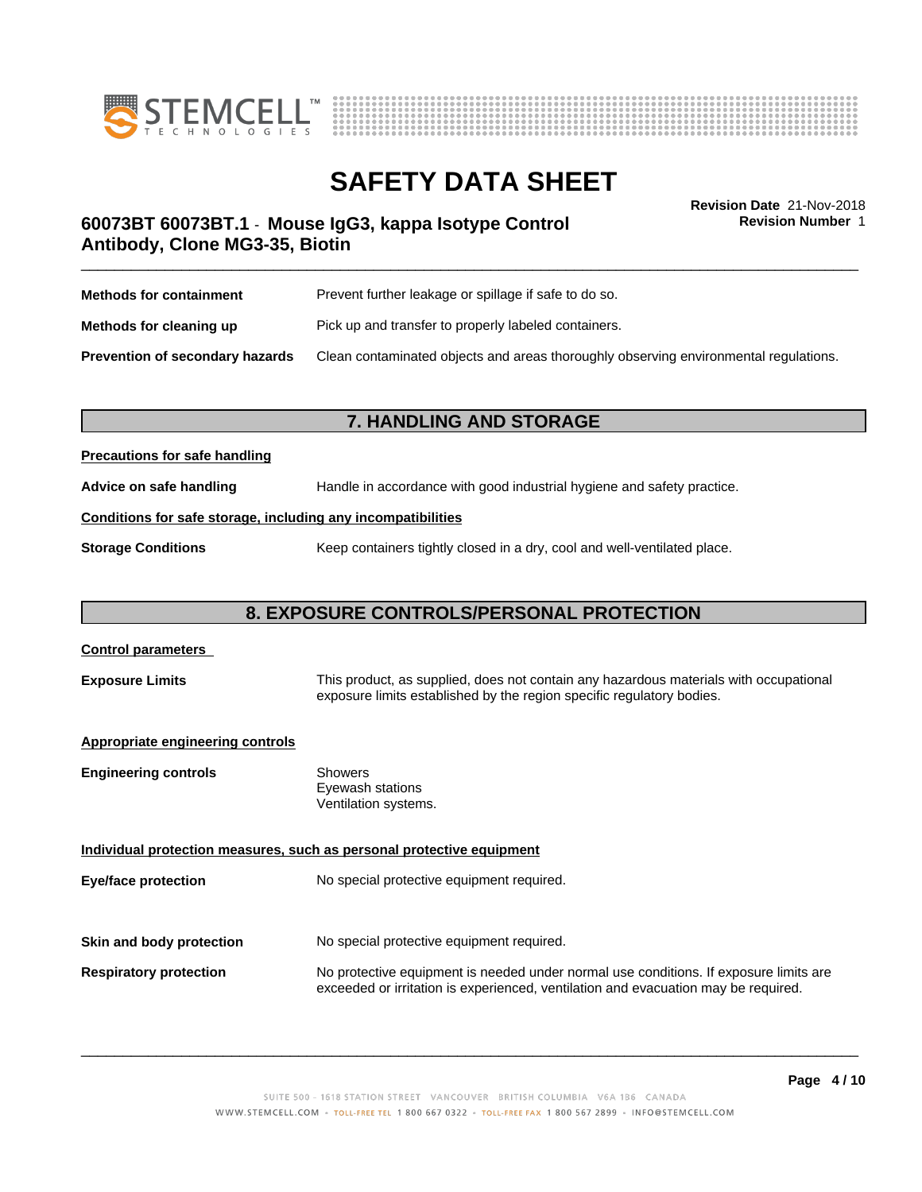**Methods for containment** Prevent further leakage or spillage if safe to do so.

**Methods for cleaning up** Pick up and transfer to properly labeled containers.

**Prevention of secondary hazards** Clean contaminated objects and areas thoroughly observing environmental regulations.

## 7. HANDLING AND STORAGE

**Precautions for safe handling**

**Advice on safe handling** Handle in accordance with good industrial hygiene and safety practice.

**Conditions for safe storage, including any incompatibilities**

**Storage Conditions** Keep containers tightly closed in a dry, cool and well-ventilated place.

## 8. EXPOSURE CONTROLS/PERSONAL PROTECTION

**Control parameters**

**Exposure Limits** This product, as supplied, does not contain any hazardous materials with occupational exposure limits established by the region specific regulatory bodies.

**Appropriate engineering controls**

**Engineering controls** Showers
Eyewash stations
Ventilation systems.

**Individual protection measures, such as personal protective equipment**

**Eye/face protection** No special protective equipment required.

**Skin and body protection** No special protective equipment required.

**Respiratory protection** No protective equipment is needed under normal use conditions. If exposure limits are exceeded or irritation is experienced, ventilation and evacuation may be required.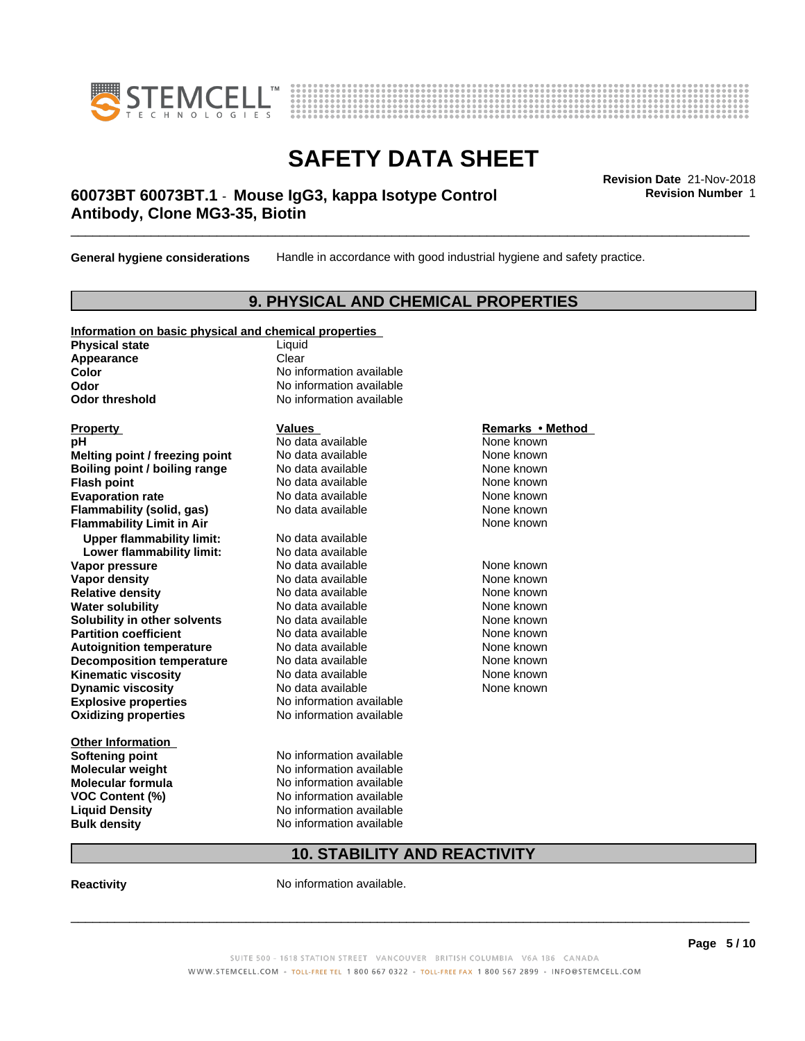**General hygiene considerations** Handle in accordance with good industrial hygiene and safety practice.

## 9. PHYSICAL AND CHEMICAL PROPERTIES

**Information on basic physical and chemical properties**

| | |
|---|---|
| **Physical state** | Liquid |
| **Appearance** | Clear |
| **Color** | No information available |
| **Odor** | No information available |
| **Odor threshold** | No information available |

| Property | Values | Remarks • Method |
|---|---|---|
| **pH** | No data available | None known |
| **Melting point / freezing point** | No data available | None known |
| **Boiling point / boiling range** | No data available | None known |
| **Flash point** | No data available | None known |
| **Evaporation rate** | No data available | None known |
| **Flammability (solid, gas)** | No data available | None known |
| **Flammability Limit in Air** | | None known |
| **Upper flammability limit:** | No data available | |
| **Lower flammability limit:** | No data available | |
| **Vapor pressure** | No data available | None known |
| **Vapor density** | No data available | None known |
| **Relative density** | No data available | None known |
| **Water solubility** | No data available | None known |
| **Solubility in other solvents** | No data available | None known |
| **Partition coefficient** | No data available | None known |
| **Autoignition temperature** | No data available | None known |
| **Decomposition temperature** | No data available | None known |
| **Kinematic viscosity** | No data available | None known |
| **Dynamic viscosity** | No data available | None known |
| **Explosive properties** | No information available | |
| **Oxidizing properties** | No information available | |

**Other Information**

| | |
|---|---|
| **Softening point** | No information available |
| **Molecular weight** | No information available |
| **Molecular formula** | No information available |
| **VOC Content (%)** | No information available |
| **Liquid Density** | No information available |
| **Bulk density** | No information available |

## 10. STABILITY AND REACTIVITY

**Reactivity** No information available.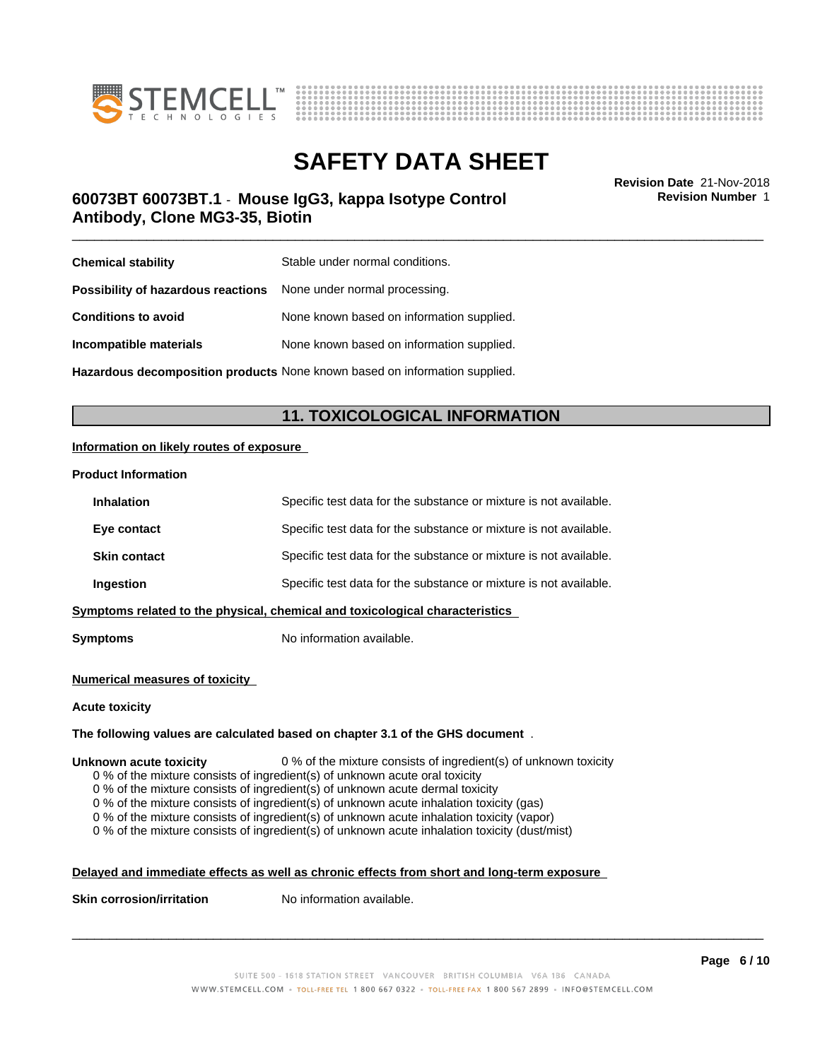| | |
|---|---|
| **Chemical stability** | Stable under normal conditions. |
| **Possibility of hazardous reactions** | None under normal processing. |
| **Conditions to avoid** | None known based on information supplied. |
| **Incompatible materials** | None known based on information supplied. |
| **Hazardous decomposition products** | None known based on information supplied. |

## 11. TOXICOLOGICAL INFORMATION

**Information on likely routes of exposure**

**Product Information**

| | |
|---|---|
| **Inhalation** | Specific test data for the substance or mixture is not available. |
| **Eye contact** | Specific test data for the substance or mixture is not available. |
| **Skin contact** | Specific test data for the substance or mixture is not available. |
| **Ingestion** | Specific test data for the substance or mixture is not available. |

**Symptoms related to the physical, chemical and toxicological characteristics**

**Symptoms** No information available.

**Numerical measures of toxicity**

**Acute toxicity**

**The following values are calculated based on chapter 3.1 of the GHS document** .

**Unknown acute toxicity** 0 % of the mixture consists of ingredient(s) of unknown toxicity

0 % of the mixture consists of ingredient(s) of unknown acute oral toxicity
0 % of the mixture consists of ingredient(s) of unknown acute dermal toxicity
0 % of the mixture consists of ingredient(s) of unknown acute inhalation toxicity (gas)
0 % of the mixture consists of ingredient(s) of unknown acute inhalation toxicity (vapor)
0 % of the mixture consists of ingredient(s) of unknown acute inhalation toxicity (dust/mist)

**Delayed and immediate effects as well as chronic effects from short and long-term exposure**

**Skin corrosion/irritation** No information available.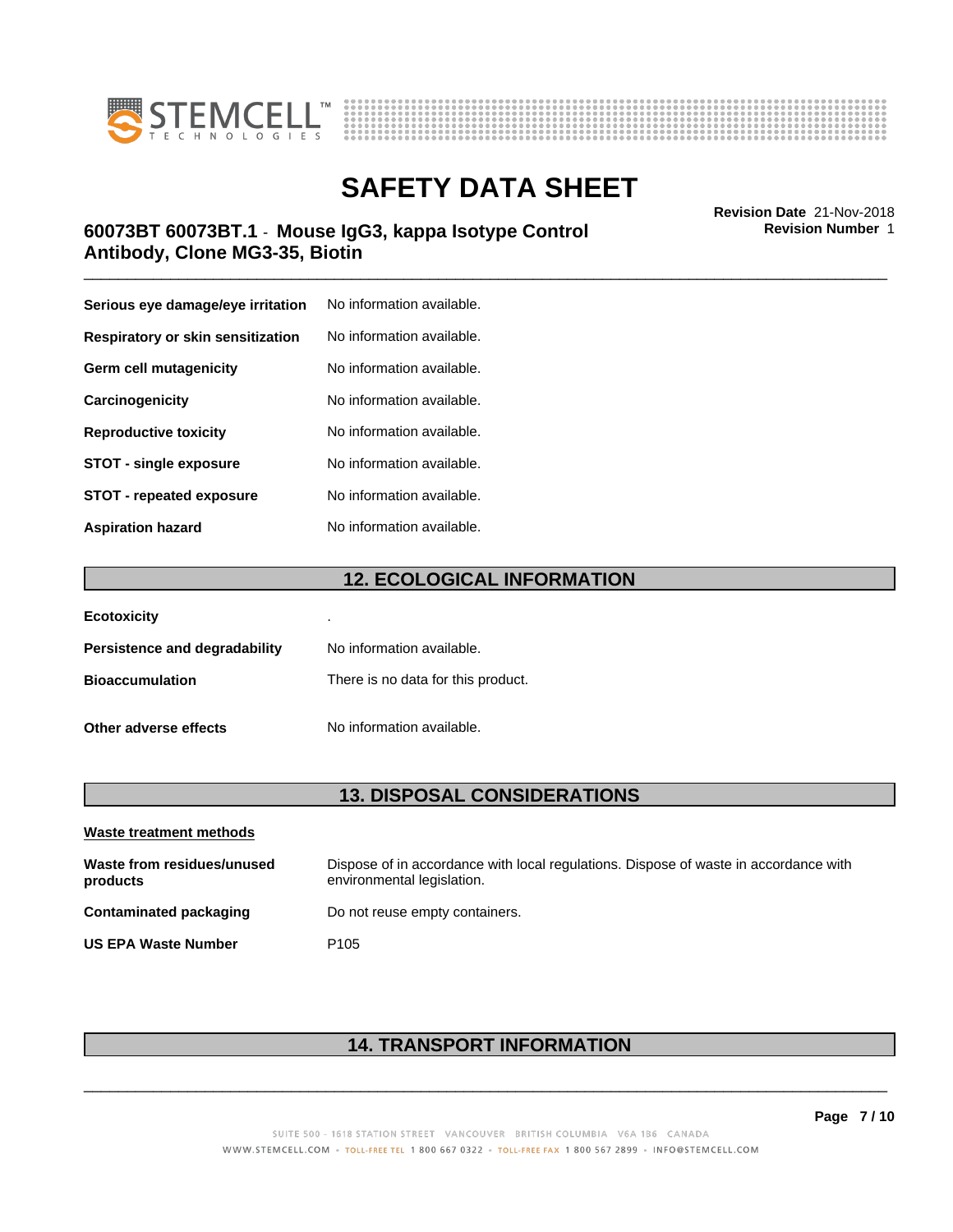| | |
|---|---|
| **Serious eye damage/eye irritation** | No information available. |
| **Respiratory or skin sensitization** | No information available. |
| **Germ cell mutagenicity** | No information available. |
| **Carcinogenicity** | No information available. |
| **Reproductive toxicity** | No information available. |
| **STOT - single exposure** | No information available. |
| **STOT - repeated exposure** | No information available. |
| **Aspiration hazard** | No information available. |

## 12. ECOLOGICAL INFORMATION

| | |
|---|---|
| **Ecotoxicity** | . |
| **Persistence and degradability** | No information available. |
| **Bioaccumulation** | There is no data for this product. |
| **Other adverse effects** | No information available. |

## 13. DISPOSAL CONSIDERATIONS

**Waste treatment methods**

| | |
|---|---|
| **Waste from residues/unused products** | Dispose of in accordance with local regulations. Dispose of waste in accordance with environmental legislation. |
| **Contaminated packaging** | Do not reuse empty containers. |
| **US EPA Waste Number** | P105 |

## 14. TRANSPORT INFORMATION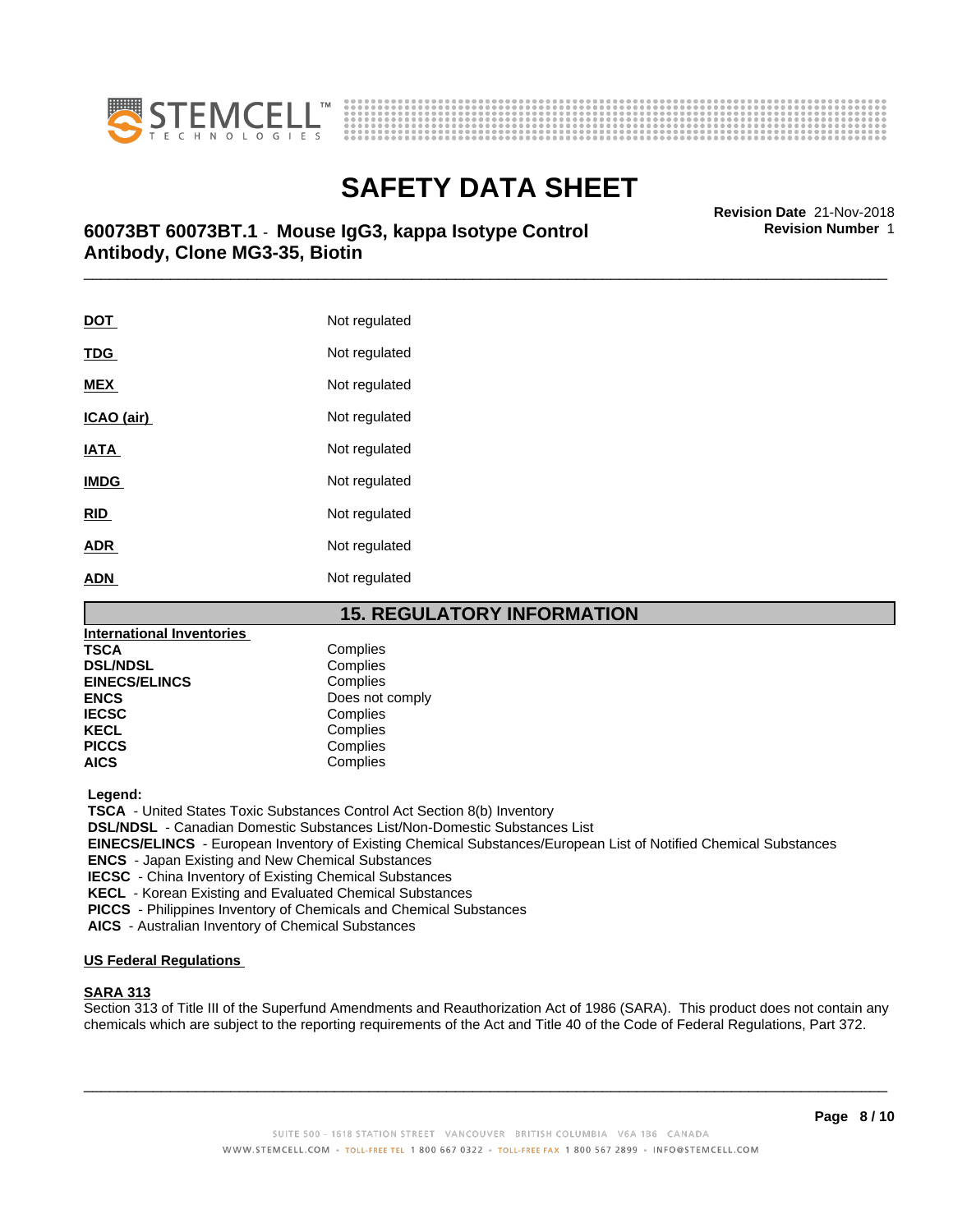| | |
|---|---|
| **DOT** | Not regulated |
| **TDG** | Not regulated |
| **MEX** | Not regulated |
| **ICAO (air)** | Not regulated |
| **IATA** | Not regulated |
| **IMDG** | Not regulated |
| **RID** | Not regulated |
| **ADR** | Not regulated |
| **ADN** | Not regulated |

## 15. REGULATORY INFORMATION

**International Inventories**

| | |
|---|---|
| **TSCA** | Complies |
| **DSL/NDSL** | Complies |
| **EINECS/ELINCS** | Complies |
| **ENCS** | Does not comply |
| **IECSC** | Complies |
| **KECL** | Complies |
| **PICCS** | Complies |
| **AICS** | Complies |

**Legend:**

**TSCA** - United States Toxic Substances Control Act Section 8(b) Inventory
**DSL/NDSL** - Canadian Domestic Substances List/Non-Domestic Substances List
**EINECS/ELINCS** - European Inventory of Existing Chemical Substances/European List of Notified Chemical Substances
**ENCS** - Japan Existing and New Chemical Substances
**IECSC** - China Inventory of Existing Chemical Substances
**KECL** - Korean Existing and Evaluated Chemical Substances
**PICCS** - Philippines Inventory of Chemicals and Chemical Substances
**AICS** - Australian Inventory of Chemical Substances

**US Federal Regulations**

**SARA 313**
Section 313 of Title III of the Superfund Amendments and Reauthorization Act of 1986 (SARA). This product does not contain any chemicals which are subject to the reporting requirements of the Act and Title 40 of the Code of Federal Regulations, Part 372.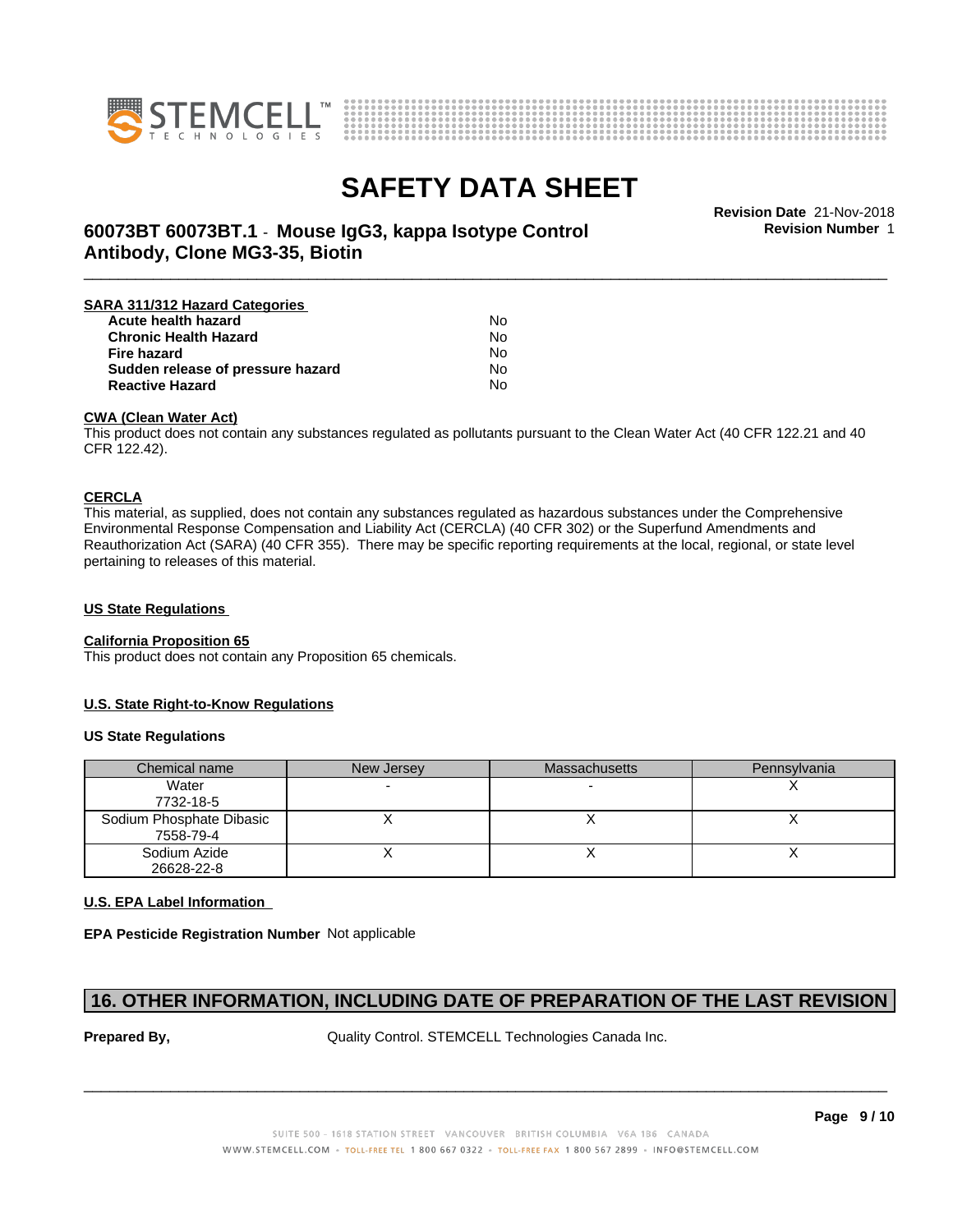**SARA 311/312 Hazard Categories**

| | |
|---|---|
| **Acute health hazard** | No |
| **Chronic Health Hazard** | No |
| **Fire hazard** | No |
| **Sudden release of pressure hazard** | No |
| **Reactive Hazard** | No |

**CWA (Clean Water Act)**

This product does not contain any substances regulated as pollutants pursuant to the Clean Water Act (40 CFR 122.21 and 40 CFR 122.42).

**CERCLA**

This material, as supplied, does not contain any substances regulated as hazardous substances under the Comprehensive Environmental Response Compensation and Liability Act (CERCLA) (40 CFR 302) or the Superfund Amendments and Reauthorization Act (SARA) (40 CFR 355). There may be specific reporting requirements at the local, regional, or state level pertaining to releases of this material.

**US State Regulations**

**California Proposition 65**

This product does not contain any Proposition 65 chemicals.

**U.S. State Right-to-Know Regulations**

**US State Regulations**

| Chemical name | New Jersey | Massachusetts | Pennsylvania |
|---|---|---|---|
| Water 7732-18-5 | - | - | X |
| Sodium Phosphate Dibasic 7558-79-4 | X | X | X |
| Sodium Azide 26628-22-8 | X | X | X |

**U.S. EPA Label Information**

**EPA Pesticide Registration Number** Not applicable

## 16. OTHER INFORMATION, INCLUDING DATE OF PREPARATION OF THE LAST REVISION

**Prepared By,** Quality Control. STEMCELL Technologies Canada Inc.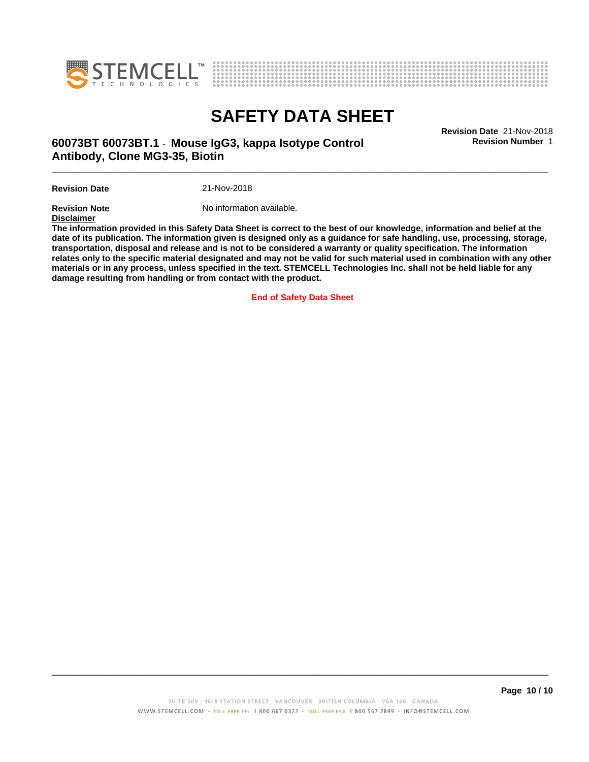# SAFETY DATA SHEET

**60073BT 60073BT.1 - Mouse IgG3, kappa Isotype Control Antibody, Clone MG3-35, Biotin**

**Revision Date** 21-Nov-2018
**Revision Number** 1

---

**Revision Date** 21-Nov-2018

**Revision Note** No information available.

**Disclaimer**

**The information provided in this Safety Data Sheet is correct to the best of our knowledge, information and belief at the date of its publication. The information given is designed only as a guidance for safe handling, use, processing, storage, transportation, disposal and release and is not to be considered a warranty or quality specification. The information relates only to the specific material designated and may not be valid for such material used in combination with any other materials or in any process, unless specified in the text. STEMCELL Technologies Inc. shall not be held liable for any damage resulting from handling or from contact with the product.**

**End of Safety Data Sheet**